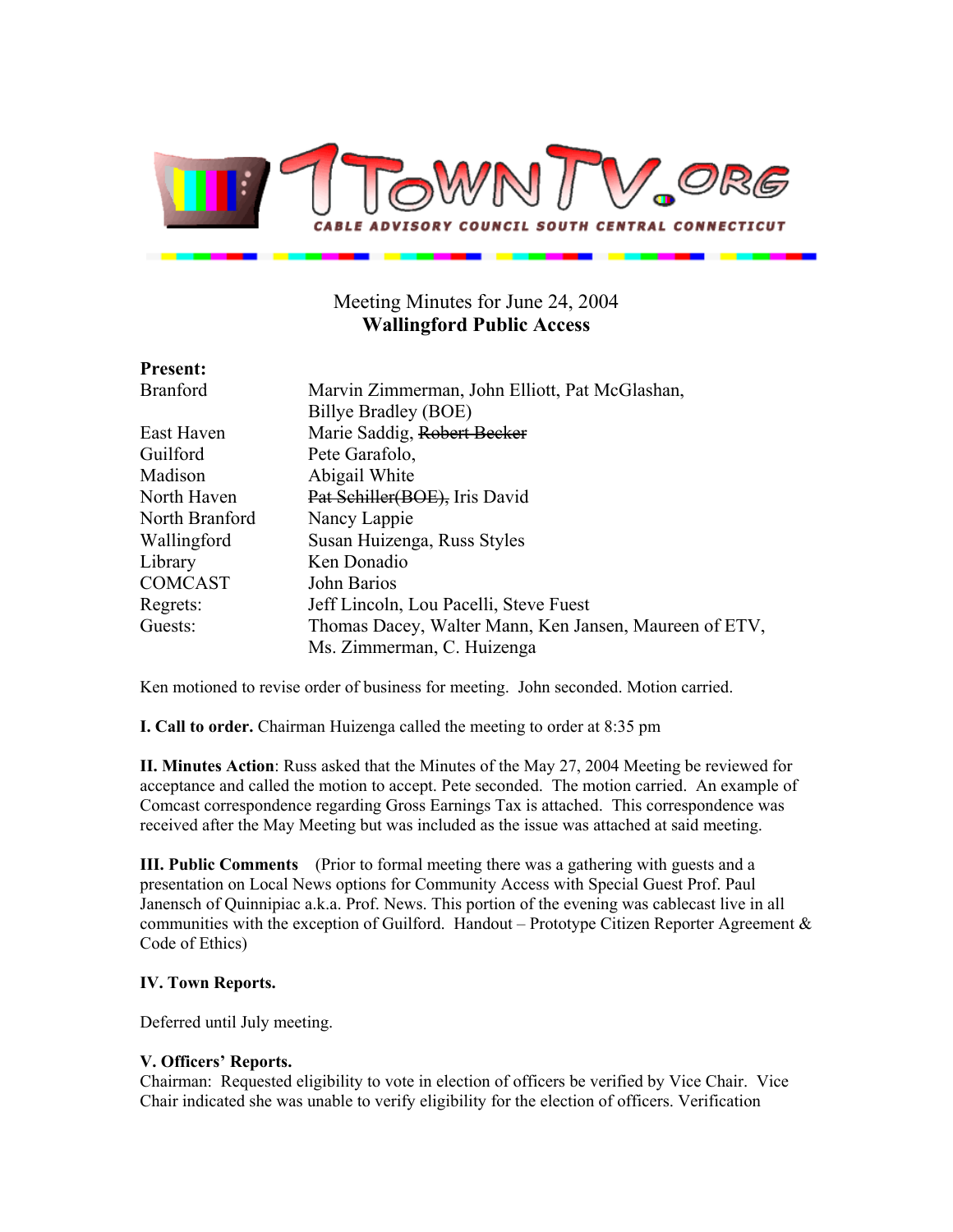# 1TOWNTV.ORG

CABLE ADVISORY COUNCIL SOUTH CENTRAL CONNECTICUT

Meeting Minutes for June 24, 2004
**Wallingford Public Access**

**Present:**

| | |
|---|---|
| Branford | Marvin Zimmerman, John Elliott, Pat McGlashan, Billye Bradley (BOE) |
| East Haven | Marie Saddig, ~~Robert Becker~~ |
| Guilford | Pete Garafolo, |
| Madison | Abigail White |
| North Haven | ~~Pat Schiller(BOE),~~ Iris David |
| North Branford | Nancy Lappie |
| Wallingford | Susan Huizenga, Russ Styles |
| Library | Ken Donadio |
| COMCAST | John Barios |
| Regrets: | Jeff Lincoln, Lou Pacelli, Steve Fuest |
| Guests: | Thomas Dacey, Walter Mann, Ken Jansen, Maureen of ETV, Ms. Zimmerman, C. Huizenga |

Ken motioned to revise order of business for meeting. John seconded. Motion carried.

**I. Call to order.** Chairman Huizenga called the meeting to order at 8:35 pm

**II. Minutes Action**: Russ asked that the Minutes of the May 27, 2004 Meeting be reviewed for acceptance and called the motion to accept. Pete seconded. The motion carried. An example of Comcast correspondence regarding Gross Earnings Tax is attached. This correspondence was received after the May Meeting but was included as the issue was attached at said meeting.

**III. Public Comments** (Prior to formal meeting there was a gathering with guests and a presentation on Local News options for Community Access with Special Guest Prof. Paul Janensch of Quinnipiac a.k.a. Prof. News. This portion of the evening was cablecast live in all communities with the exception of Guilford. Handout – Prototype Citizen Reporter Agreement & Code of Ethics)

**IV. Town Reports.**

Deferred until July meeting.

**V. Officers' Reports.**

Chairman: Requested eligibility to vote in election of officers be verified by Vice Chair. Vice Chair indicated she was unable to verify eligibility for the election of officers. Verification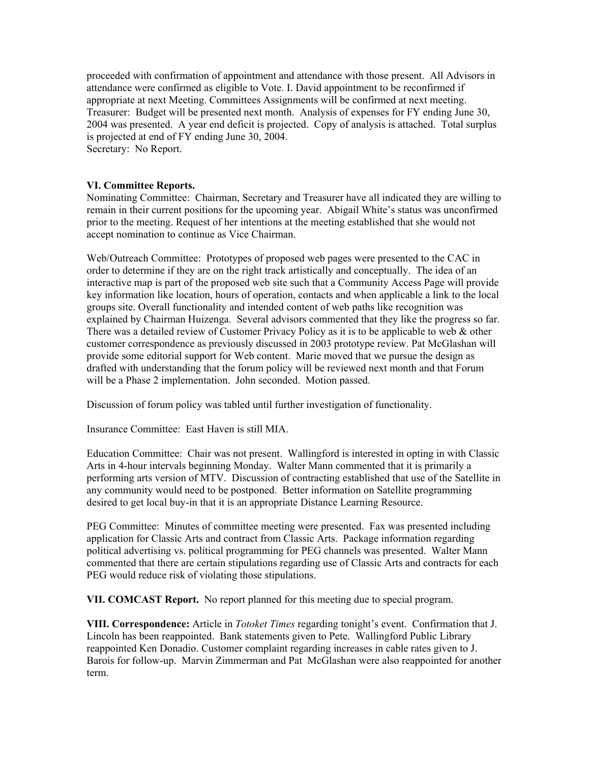proceeded with confirmation of appointment and attendance with those present. All Advisors in attendance were confirmed as eligible to Vote. I. David appointment to be reconfirmed if appropriate at next Meeting. Committees Assignments will be confirmed at next meeting.
Treasurer: Budget will be presented next month. Analysis of expenses for FY ending June 30, 2004 was presented. A year end deficit is projected. Copy of analysis is attached. Total surplus is projected at end of FY ending June 30, 2004.
Secretary: No Report.

**VI. Committee Reports.**
Nominating Committee: Chairman, Secretary and Treasurer have all indicated they are willing to remain in their current positions for the upcoming year. Abigail White's status was unconfirmed prior to the meeting. Request of her intentions at the meeting established that she would not accept nomination to continue as Vice Chairman.

Web/Outreach Committee: Prototypes of proposed web pages were presented to the CAC in order to determine if they are on the right track artistically and conceptually. The idea of an interactive map is part of the proposed web site such that a Community Access Page will provide key information like location, hours of operation, contacts and when applicable a link to the local groups site. Overall functionality and intended content of web paths like recognition was explained by Chairman Huizenga. Several advisors commented that they like the progress so far. There was a detailed review of Customer Privacy Policy as it is to be applicable to web & other customer correspondence as previously discussed in 2003 prototype review. Pat McGlashan will provide some editorial support for Web content. Marie moved that we pursue the design as drafted with understanding that the forum policy will be reviewed next month and that Forum will be a Phase 2 implementation. John seconded. Motion passed.

Discussion of forum policy was tabled until further investigation of functionality.

Insurance Committee: East Haven is still MIA.

Education Committee: Chair was not present. Wallingford is interested in opting in with Classic Arts in 4-hour intervals beginning Monday. Walter Mann commented that it is primarily a performing arts version of MTV. Discussion of contracting established that use of the Satellite in any community would need to be postponed. Better information on Satellite programming desired to get local buy-in that it is an appropriate Distance Learning Resource.

PEG Committee: Minutes of committee meeting were presented. Fax was presented including application for Classic Arts and contract from Classic Arts. Package information regarding political advertising vs. political programming for PEG channels was presented. Walter Mann commented that there are certain stipulations regarding use of Classic Arts and contracts for each PEG would reduce risk of violating those stipulations.

**VII. COMCAST Report.** No report planned for this meeting due to special program.

**VIII. Correspondence:** Article in *Totoket Times* regarding tonight's event. Confirmation that J. Lincoln has been reappointed. Bank statements given to Pete. Wallingford Public Library reappointed Ken Donadio. Customer complaint regarding increases in cable rates given to J. Barois for follow-up. Marvin Zimmerman and Pat McGlashan were also reappointed for another term.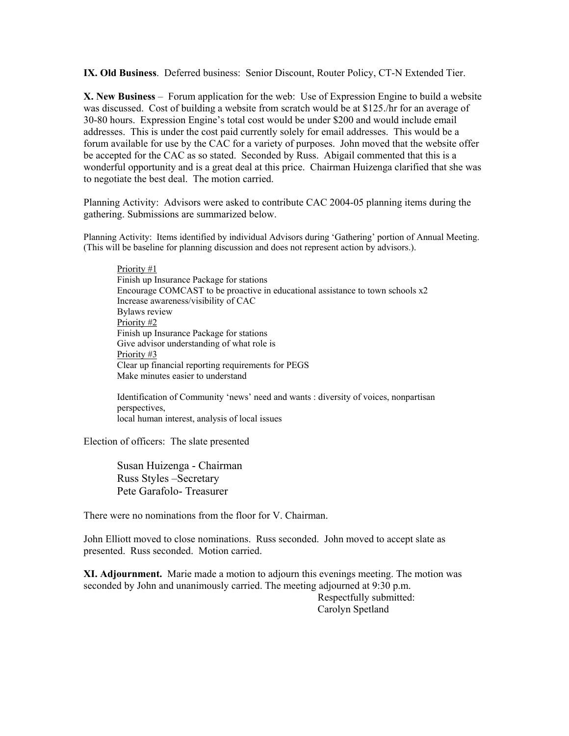**IX. Old Business**. Deferred business: Senior Discount, Router Policy, CT-N Extended Tier.

**X. New Business** – Forum application for the web: Use of Expression Engine to build a website was discussed. Cost of building a website from scratch would be at $125./hr for an average of 30-80 hours. Expression Engine's total cost would be under $200 and would include email addresses. This is under the cost paid currently solely for email addresses. This would be a forum available for use by the CAC for a variety of purposes. John moved that the website offer be accepted for the CAC as so stated. Seconded by Russ. Abigail commented that this is a wonderful opportunity and is a great deal at this price. Chairman Huizenga clarified that she was to negotiate the best deal. The motion carried.

Planning Activity: Advisors were asked to contribute CAC 2004-05 planning items during the gathering. Submissions are summarized below.

Planning Activity: Items identified by individual Advisors during 'Gathering' portion of Annual Meeting. (This will be baseline for planning discussion and does not represent action by advisors.).

<u>Priority #1</u>
Finish up Insurance Package for stations
Encourage COMCAST to be proactive in educational assistance to town schools x2
Increase awareness/visibility of CAC
Bylaws review
<u>Priority #2</u>
Finish up Insurance Package for stations
Give advisor understanding of what role is
<u>Priority #3</u>
Clear up financial reporting requirements for PEGS
Make minutes easier to understand

Identification of Community 'news' need and wants : diversity of voices, nonpartisan perspectives,
local human interest, analysis of local issues

Election of officers: The slate presented

Susan Huizenga - Chairman
Russ Styles –Secretary
Pete Garafolo- Treasurer

There were no nominations from the floor for V. Chairman.

John Elliott moved to close nominations. Russ seconded. John moved to accept slate as presented. Russ seconded. Motion carried.

**XI. Adjournment.** Marie made a motion to adjourn this evenings meeting. The motion was seconded by John and unanimously carried. The meeting adjourned at 9:30 p.m.

Respectfully submitted:
Carolyn Spetland